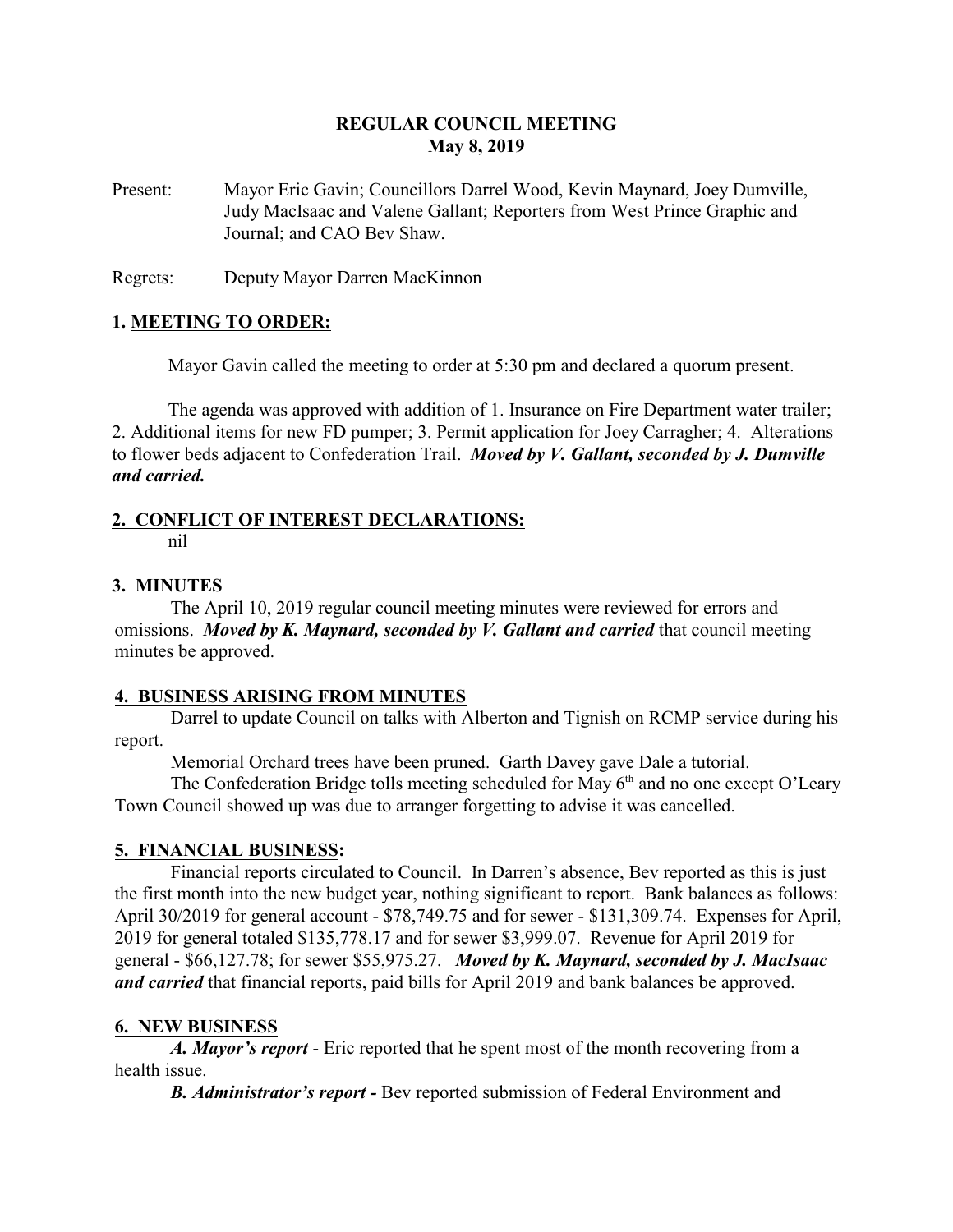**REGULAR COUNCIL MEETING**
**May 8, 2019**

Present: Mayor Eric Gavin; Councillors Darrel Wood, Kevin Maynard, Joey Dumville, Judy MacIsaac and Valene Gallant; Reporters from West Prince Graphic and Journal; and CAO Bev Shaw.

Regrets: Deputy Mayor Darren MacKinnon

## 1. MEETING TO ORDER:

Mayor Gavin called the meeting to order at 5:30 pm and declared a quorum present.

The agenda was approved with addition of 1. Insurance on Fire Department water trailer; 2. Additional items for new FD pumper; 3. Permit application for Joey Carragher; 4. Alterations to flower beds adjacent to Confederation Trail. ***Moved by V. Gallant, seconded by J. Dumville and carried.***

## 2. CONFLICT OF INTEREST DECLARATIONS:

nil

## 3. MINUTES

The April 10, 2019 regular council meeting minutes were reviewed for errors and omissions. ***Moved by K. Maynard, seconded by V. Gallant and carried*** that council meeting minutes be approved.

## 4. BUSINESS ARISING FROM MINUTES

Darrel to update Council on talks with Alberton and Tignish on RCMP service during his report.

Memorial Orchard trees have been pruned. Garth Davey gave Dale a tutorial.

The Confederation Bridge tolls meeting scheduled for May 6th and no one except O'Leary Town Council showed up was due to arranger forgetting to advise it was cancelled.

## 5. FINANCIAL BUSINESS:

Financial reports circulated to Council. In Darren's absence, Bev reported as this is just the first month into the new budget year, nothing significant to report. Bank balances as follows: April 30/2019 for general account - $78,749.75 and for sewer - $131,309.74. Expenses for April, 2019 for general totaled $135,778.17 and for sewer $3,999.07. Revenue for April 2019 for general - $66,127.78; for sewer $55,975.27. ***Moved by K. Maynard, seconded by J. MacIsaac and carried*** that financial reports, paid bills for April 2019 and bank balances be approved.

## 6. NEW BUSINESS

***A. Mayor's report*** - Eric reported that he spent most of the month recovering from a health issue.

***B. Administrator's report -*** Bev reported submission of Federal Environment and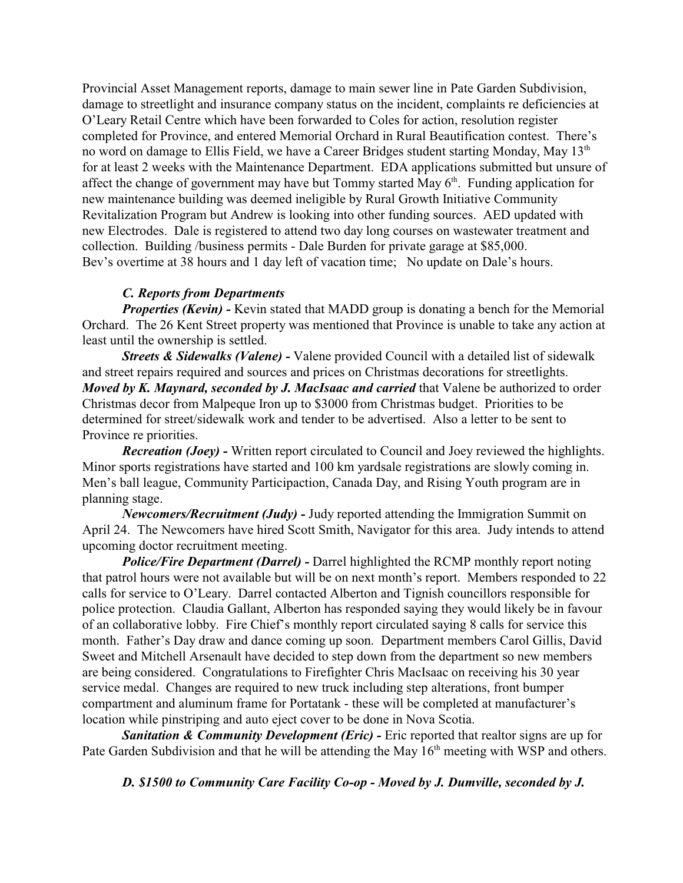Provincial Asset Management reports, damage to main sewer line in Pate Garden Subdivision, damage to streetlight and insurance company status on the incident, complaints re deficiencies at O'Leary Retail Centre which have been forwarded to Coles for action, resolution register completed for Province, and entered Memorial Orchard in Rural Beautification contest. There's no word on damage to Ellis Field, we have a Career Bridges student starting Monday, May 13th for at least 2 weeks with the Maintenance Department. EDA applications submitted but unsure of affect the change of government may have but Tommy started May 6th. Funding application for new maintenance building was deemed ineligible by Rural Growth Initiative Community Revitalization Program but Andrew is looking into other funding sources. AED updated with new Electrodes. Dale is registered to attend two day long courses on wastewater treatment and collection. Building /business permits - Dale Burden for private garage at $85,000.
Bev's overtime at 38 hours and 1 day left of vacation time; No update on Dale's hours.

### *C. Reports from Departments*

***Properties (Kevin) -*** Kevin stated that MADD group is donating a bench for the Memorial Orchard. The 26 Kent Street property was mentioned that Province is unable to take any action at least until the ownership is settled.

***Streets & Sidewalks (Valene) -*** Valene provided Council with a detailed list of sidewalk and street repairs required and sources and prices on Christmas decorations for streetlights. ***Moved by K. Maynard, seconded by J. MacIsaac and carried*** that Valene be authorized to order Christmas decor from Malpeque Iron up to $3000 from Christmas budget. Priorities to be determined for street/sidewalk work and tender to be advertised. Also a letter to be sent to Province re priorities.

***Recreation (Joey) -*** Written report circulated to Council and Joey reviewed the highlights. Minor sports registrations have started and 100 km yardsale registrations are slowly coming in. Men's ball league, Community Participaction, Canada Day, and Rising Youth program are in planning stage.

***Newcomers/Recruitment (Judy) -*** Judy reported attending the Immigration Summit on April 24. The Newcomers have hired Scott Smith, Navigator for this area. Judy intends to attend upcoming doctor recruitment meeting.

***Police/Fire Department (Darrel) -*** Darrel highlighted the RCMP monthly report noting that patrol hours were not available but will be on next month's report. Members responded to 22 calls for service to O'Leary. Darrel contacted Alberton and Tignish councillors responsible for police protection. Claudia Gallant, Alberton has responded saying they would likely be in favour of an collaborative lobby. Fire Chief's monthly report circulated saying 8 calls for service this month. Father's Day draw and dance coming up soon. Department members Carol Gillis, David Sweet and Mitchell Arsenault have decided to step down from the department so new members are being considered. Congratulations to Firefighter Chris MacIsaac on receiving his 30 year service medal. Changes are required to new truck including step alterations, front bumper compartment and aluminum frame for Portatank - these will be completed at manufacturer's location while pinstriping and auto eject cover to be done in Nova Scotia.

***Sanitation & Community Development (Eric) -*** Eric reported that realtor signs are up for Pate Garden Subdivision and that he will be attending the May 16th meeting with WSP and others.

***D. $1500 to Community Care Facility Co-op - Moved by J. Dumville, seconded by J.***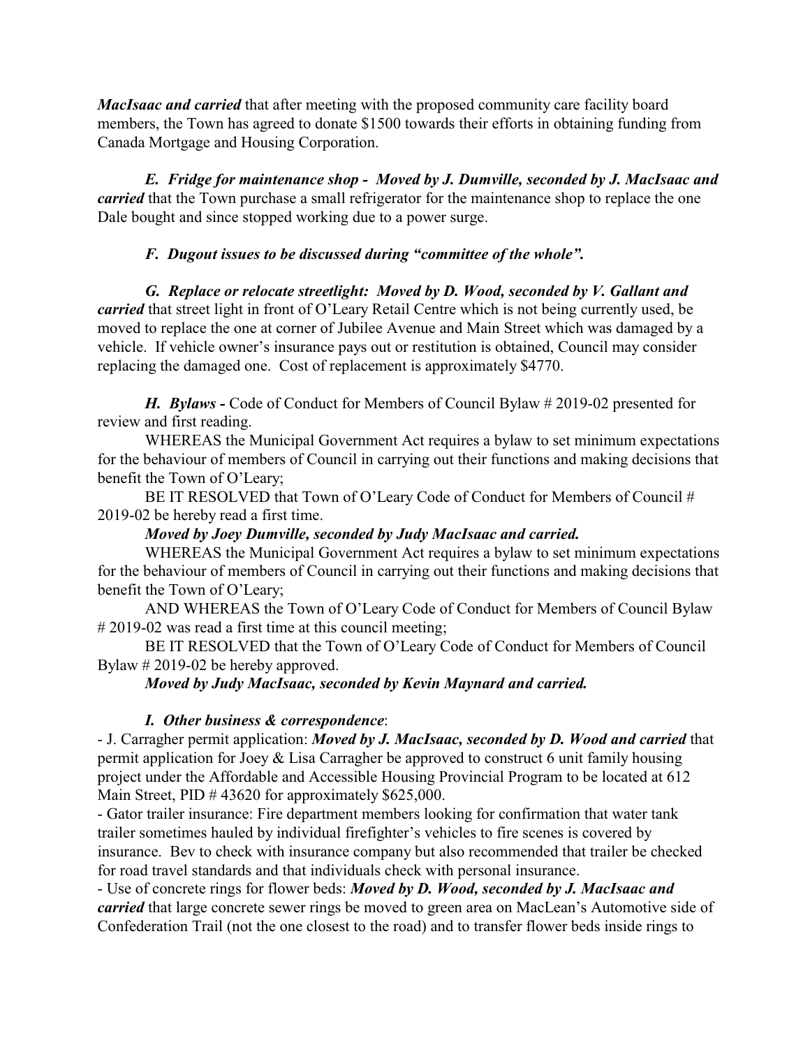***MacIsaac and carried*** that after meeting with the proposed community care facility board members, the Town has agreed to donate $1500 towards their efforts in obtaining funding from Canada Mortgage and Housing Corporation.

***E. Fridge for maintenance shop - Moved by J. Dumville, seconded by J. MacIsaac and carried*** that the Town purchase a small refrigerator for the maintenance shop to replace the one Dale bought and since stopped working due to a power surge.

***F. Dugout issues to be discussed during "committee of the whole".***

***G. Replace or relocate streetlight: Moved by D. Wood, seconded by V. Gallant and carried*** that street light in front of O'Leary Retail Centre which is not being currently used, be moved to replace the one at corner of Jubilee Avenue and Main Street which was damaged by a vehicle. If vehicle owner's insurance pays out or restitution is obtained, Council may consider replacing the damaged one. Cost of replacement is approximately $4770.

***H. Bylaws -*** Code of Conduct for Members of Council Bylaw # 2019-02 presented for review and first reading.

WHEREAS the Municipal Government Act requires a bylaw to set minimum expectations for the behaviour of members of Council in carrying out their functions and making decisions that benefit the Town of O'Leary;

BE IT RESOLVED that Town of O'Leary Code of Conduct for Members of Council # 2019-02 be hereby read a first time.

***Moved by Joey Dumville, seconded by Judy MacIsaac and carried.***

WHEREAS the Municipal Government Act requires a bylaw to set minimum expectations for the behaviour of members of Council in carrying out their functions and making decisions that benefit the Town of O'Leary;

AND WHEREAS the Town of O'Leary Code of Conduct for Members of Council Bylaw # 2019-02 was read a first time at this council meeting;

BE IT RESOLVED that the Town of O'Leary Code of Conduct for Members of Council Bylaw # 2019-02 be hereby approved.

***Moved by Judy MacIsaac, seconded by Kevin Maynard and carried.***

***I. Other business & correspondence***:

- J. Carragher permit application: ***Moved by J. MacIsaac, seconded by D. Wood and carried*** that permit application for Joey & Lisa Carragher be approved to construct 6 unit family housing project under the Affordable and Accessible Housing Provincial Program to be located at 612 Main Street, PID # 43620 for approximately $625,000.
- Gator trailer insurance: Fire department members looking for confirmation that water tank trailer sometimes hauled by individual firefighter's vehicles to fire scenes is covered by insurance. Bev to check with insurance company but also recommended that trailer be checked for road travel standards and that individuals check with personal insurance.
- Use of concrete rings for flower beds: ***Moved by D. Wood, seconded by J. MacIsaac and carried*** that large concrete sewer rings be moved to green area on MacLean's Automotive side of Confederation Trail (not the one closest to the road) and to transfer flower beds inside rings to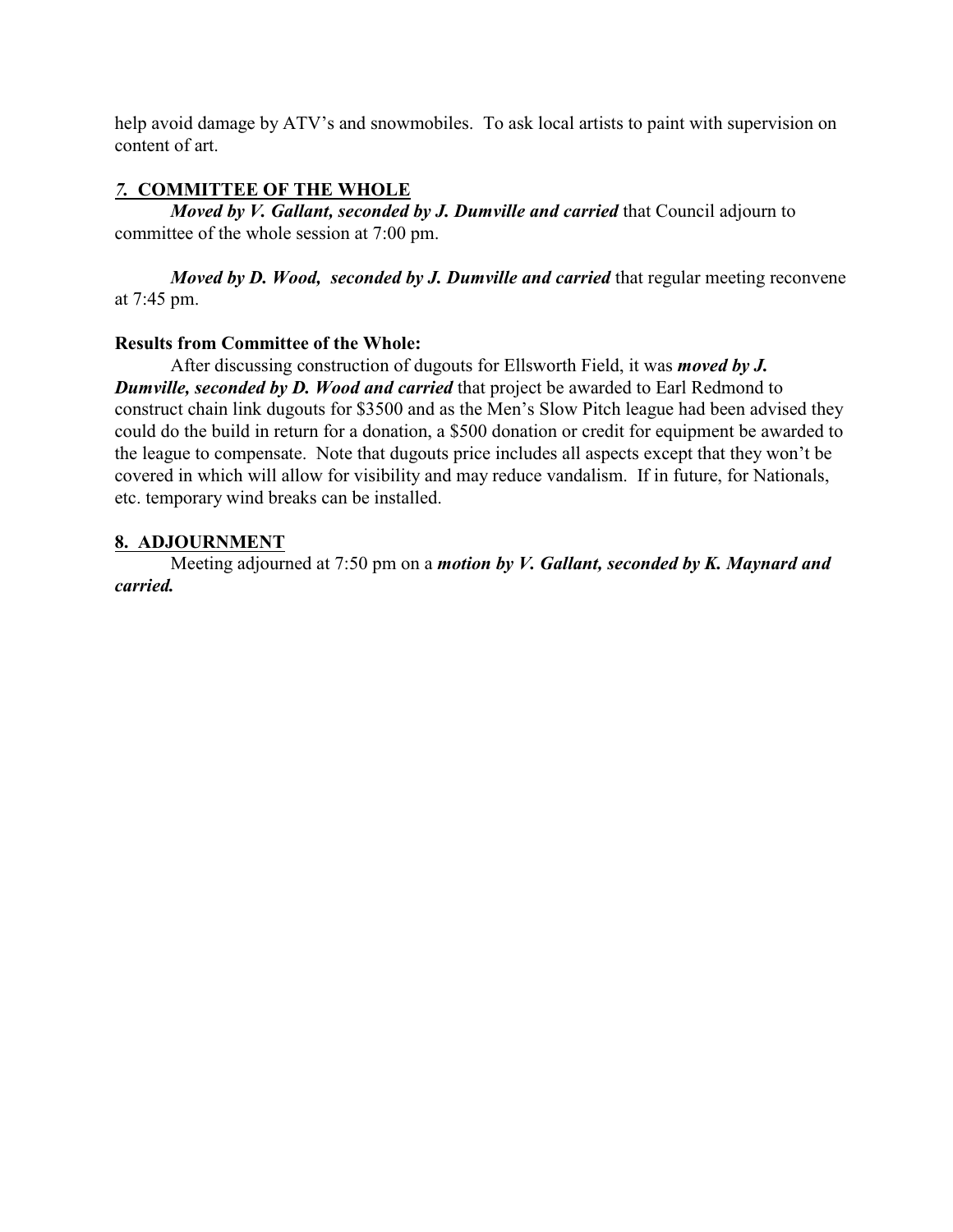help avoid damage by ATV's and snowmobiles. To ask local artists to paint with supervision on content of art.

## *7.* COMMITTEE OF THE WHOLE

***Moved by V. Gallant, seconded by J. Dumville and carried*** that Council adjourn to committee of the whole session at 7:00 pm.

***Moved by D. Wood, seconded by J. Dumville and carried*** that regular meeting reconvene at 7:45 pm.

**Results from Committee of the Whole:**

After discussing construction of dugouts for Ellsworth Field, it was ***moved by J. Dumville, seconded by D. Wood and carried*** that project be awarded to Earl Redmond to construct chain link dugouts for $3500 and as the Men's Slow Pitch league had been advised they could do the build in return for a donation, a $500 donation or credit for equipment be awarded to the league to compensate. Note that dugouts price includes all aspects except that they won't be covered in which will allow for visibility and may reduce vandalism. If in future, for Nationals, etc. temporary wind breaks can be installed.

## 8. ADJOURNMENT

Meeting adjourned at 7:50 pm on a ***motion by V. Gallant, seconded by K. Maynard and carried.***